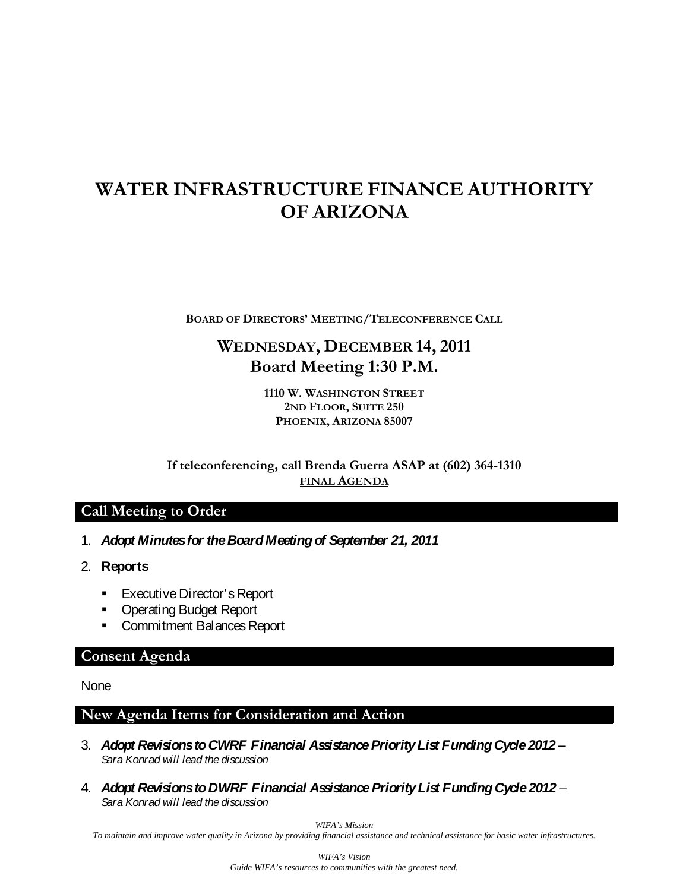# WATER INFRASTRUCTURE FINANCE AUTHORITY OF ARIZONA

**BOARD OF DIRECTORS' MEETING/TELECONFERENCE CALL**

## WEDNESDAY, DECEMBER 14, 2011
## Board Meeting 1:30 P.M.

**1110 W. WASHINGTON STREET**
**2ND FLOOR, SUITE 250**
**PHOENIX, ARIZONA 85007**

**If teleconferencing, call Brenda Guerra ASAP at (602) 364-1310**
**FINAL AGENDA**

## Call Meeting to Order

1. ***Adopt Minutes for the Board Meeting of September 21, 2011***
2. **Reports**
   - Executive Director's Report
   - Operating Budget Report
   - Commitment Balances Report

## Consent Agenda

None

## New Agenda Items for Consideration and Action

3. ***Adopt Revisions to CWRF Financial Assistance Priority List Funding Cycle 2012*** – *Sara Konrad will lead the discussion*
4. ***Adopt Revisions to DWRF Financial Assistance Priority List Funding Cycle 2012*** – *Sara Konrad will lead the discussion*

*WIFA's Mission*
*To maintain and improve water quality in Arizona by providing financial assistance and technical assistance for basic water infrastructures.*

*WIFA's Vision*
*Guide WIFA's resources to communities with the greatest need.*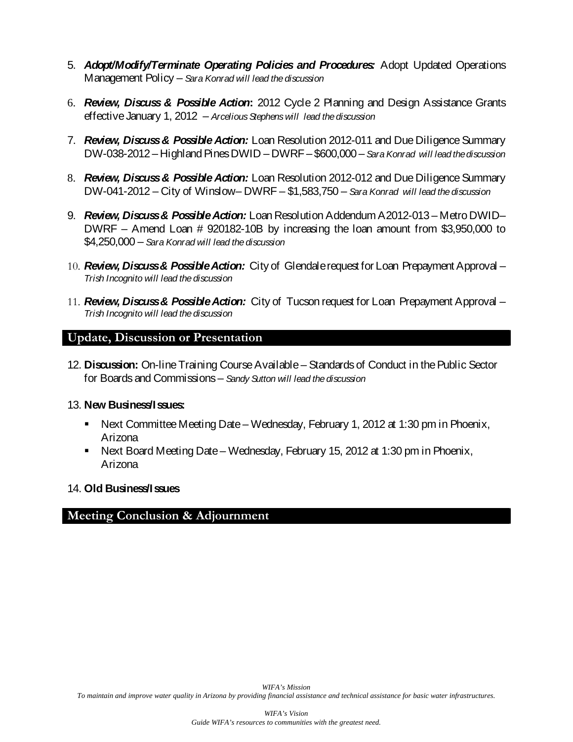5. ***Adopt/Modify/Terminate Operating Policies and Procedures:*** Adopt Updated Operations Management Policy – *Sara Konrad will lead the discussion*

6. ***Review, Discuss & Possible Action*:** 2012 Cycle 2 Planning and Design Assistance Grants effective January 1, 2012 – *Arcelious Stephens will lead the discussion*

7. ***Review, Discuss & Possible Action:*** Loan Resolution 2012-011 and Due Diligence Summary DW-038-2012 – Highland Pines DWID – DWRF – $600,000 – *Sara Konrad will lead the discussion*

8. ***Review, Discuss & Possible Action:*** Loan Resolution 2012-012 and Due Diligence Summary DW-041-2012 – City of Winslow– DWRF – $1,583,750 – *Sara Konrad will lead the discussion*

9. ***Review, Discuss & Possible Action:*** Loan Resolution Addendum A2012-013 – Metro DWID– DWRF – Amend Loan # 920182-10B by increasing the loan amount from $3,950,000 to $4,250,000 – *Sara Konrad will lead the discussion*

10. ***Review, Discuss & Possible Action:*** City of Glendale request for Loan Prepayment Approval – *Trish Incognito will lead the discussion*

11. ***Review, Discuss & Possible Action:*** City of Tucson request for Loan Prepayment Approval – *Trish Incognito will lead the discussion*

## Update, Discussion or Presentation

12. **Discussion:** On-line Training Course Available – Standards of Conduct in the Public Sector for Boards and Commissions – *Sandy Sutton will lead the discussion*

13. **New Business/Issues:**
    - Next Committee Meeting Date – Wednesday, February 1, 2012 at 1:30 pm in Phoenix, Arizona
    - Next Board Meeting Date – Wednesday, February 15, 2012 at 1:30 pm in Phoenix, Arizona

14. **Old Business/Issues**

## Meeting Conclusion & Adjournment

*WIFA's Mission*
*To maintain and improve water quality in Arizona by providing financial assistance and technical assistance for basic water infrastructures.*

*WIFA's Vision*
*Guide WIFA's resources to communities with the greatest need.*